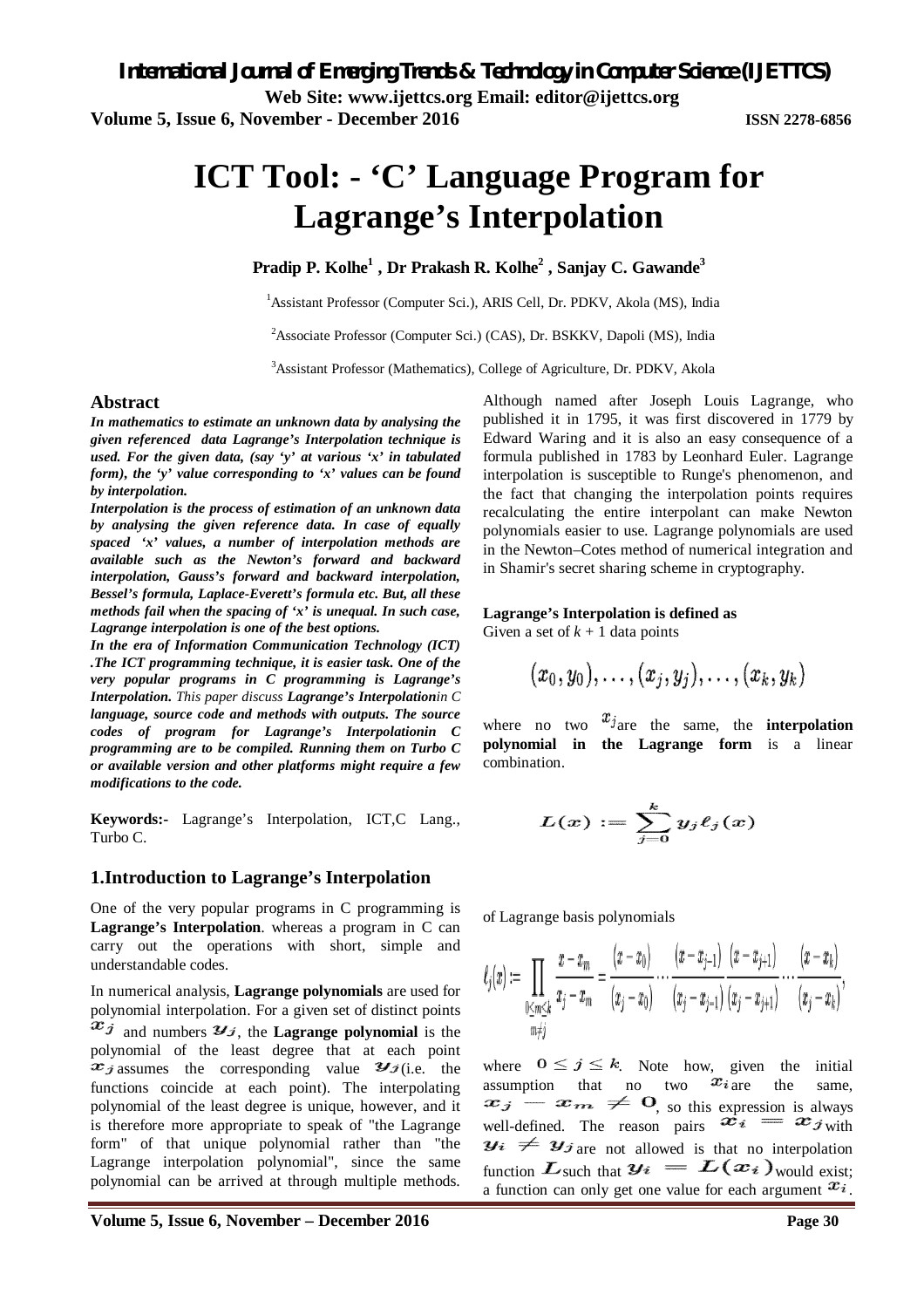# ICT Tool: - 'C' Language Program for Lagrange's Interpolation

**Pradip P. Kolhe[1] , Dr Prakash R. Kolhe[2] , Sanjay C. Gawande[3]**

[1]Assistant Professor (Computer Sci.), ARIS Cell, Dr. PDKV, Akola (MS), India

[2]Associate Professor (Computer Sci.) (CAS), Dr. BSKKV, Dapoli (MS), India

[3]Assistant Professor (Mathematics), College of Agriculture, Dr. PDKV, Akola

## Abstract

***In mathematics to estimate an unknown data by analysing the given referenced data Lagrange's Interpolation technique is used. For the given data, (say 'y' at various 'x' in tabulated form), the 'y' value corresponding to 'x' values can be found by interpolation.***

***Interpolation is the process of estimation of an unknown data by analysing the given reference data. In case of equally spaced 'x' values, a number of interpolation methods are available such as the Newton's forward and backward interpolation, Gauss's forward and backward interpolation, Bessel's formula, Laplace-Everett's formula etc. But, all these methods fail when the spacing of 'x' is unequal. In such case, Lagrange interpolation is one of the best options.***

***In the era of Information Communication Technology (ICT) .The ICT programming technique, it is easier task. One of the very popular programs in C programming is Lagrange's Interpolation.*** *This paper discuss* ***Lagrange's Interpolationin C language, source code and methods with outputs. The source codes of program for Lagrange's Interpolationin C programming are to be compiled. Running them on Turbo C or available version and other platforms might require a few modifications to the code.***

**Keywords:-** Lagrange's Interpolation, ICT,C Lang., Turbo C.

## 1.Introduction to Lagrange's Interpolation

One of the very popular programs in C programming is **Lagrange's Interpolation**. whereas a program in C can carry out the operations with short, simple and understandable codes.

In numerical analysis, **Lagrange polynomials** are used for polynomial interpolation. For a given set of distinct points $x_j$ and numbers $y_j$, the **Lagrange polynomial** is the polynomial of the least degree that at each point $x_j$ assumes the corresponding value $y_j$ (i.e. the functions coincide at each point). The interpolating polynomial of the least degree is unique, however, and it is therefore more appropriate to speak of "the Lagrange form" of that unique polynomial rather than "the Lagrange interpolation polynomial", since the same polynomial can be arrived at through multiple methods. Although named after Joseph Louis Lagrange, who published it in 1795, it was first discovered in 1779 by Edward Waring and it is also an easy consequence of a formula published in 1783 by Leonhard Euler. Lagrange interpolation is susceptible to Runge's phenomenon, and the fact that changing the interpolation points requires recalculating the entire interpolant can make Newton polynomials easier to use. Lagrange polynomials are used in the Newton–Cotes method of numerical integration and in Shamir's secret sharing scheme in cryptography.

**Lagrange's Interpolation is defined as**

Given a set of $k + 1$ data points

$$(x_0, y_0), \ldots, (x_j, y_j), \ldots, (x_k, y_k)$$

where no two $x_j$ are the same, the **interpolation polynomial in the Lagrange form** is a linear combination.

$$L(x) := \sum_{j=0}^{k} y_j \ell_j(x)$$

of Lagrange basis polynomials

$$\ell_j(x) := \prod_{\substack{0 \le m \le k \\ m \ne j}} \frac{x - x_m}{x_j - x_m} = \frac{(x - x_0)}{(x_j - x_0)} \cdots \frac{(x - x_{j-1})}{(x_j - x_{j-1})} \frac{(x - x_{j+1})}{(x_j - x_{j+1})} \cdots \frac{(x - x_k)}{(x_j - x_k)},$$

where $0 \le j \le k$. Note how, given the initial assumption that no two $x_i$ are the same, $x_j - x_m \ne 0$, so this expression is always well-defined. The reason pairs $x_i = x_j$ with $y_i \ne y_j$ are not allowed is that no interpolation function $L$ such that $y_i = L(x_i)$ would exist; a function can only get one value for each argument $x_i$.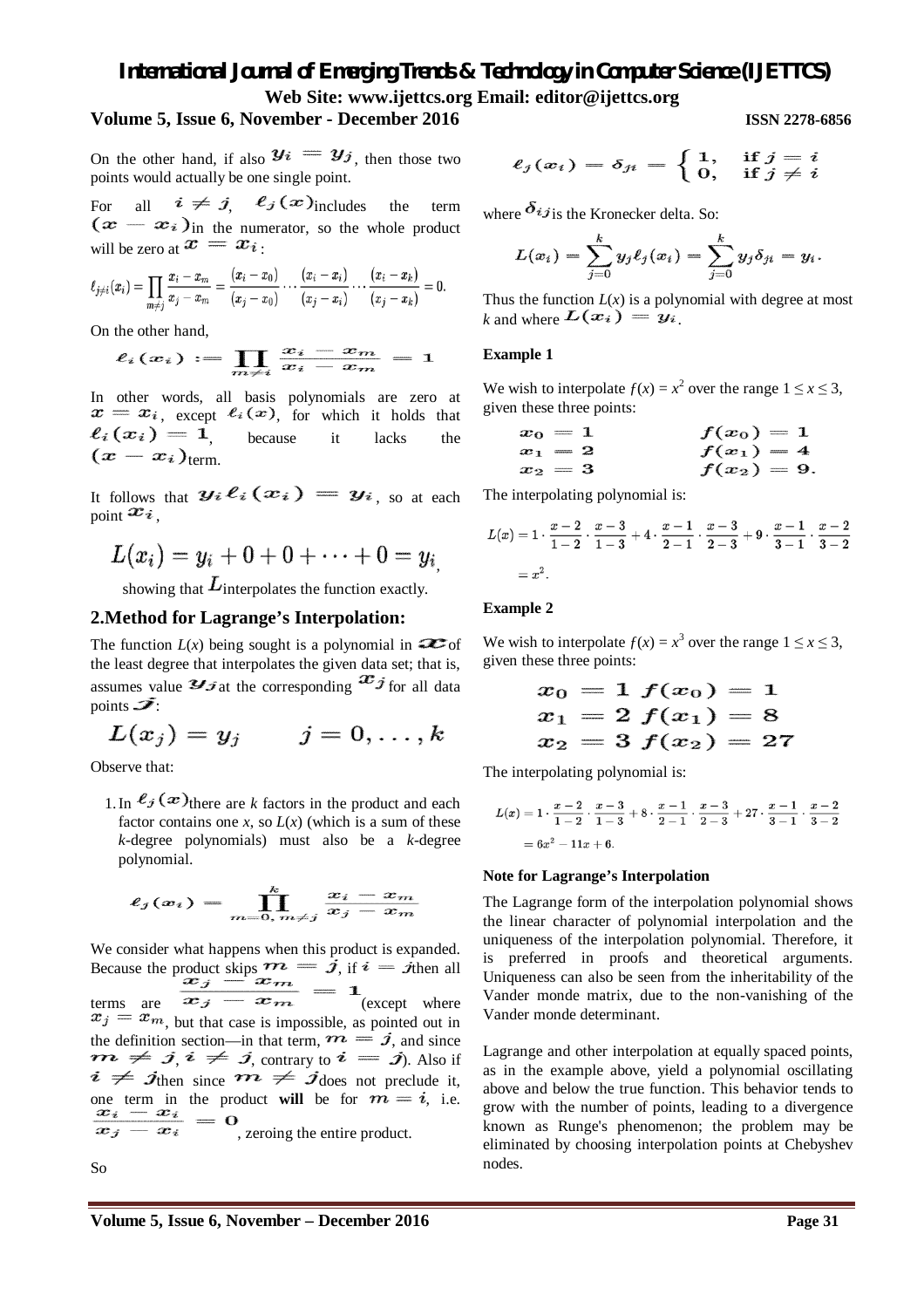On the other hand, if also $y_i = y_j$, then those two points would actually be one single point.

For all $i \neq j$, $\ell_j(x)$ includes the term $(x - x_i)$ in the numerator, so the whole product will be zero at $x = x_i$:

$$\ell_{j \neq i}(x_i) = \prod_{m \neq j} \frac{x_i - x_m}{x_j - x_m} = \frac{(x_i - x_0)}{(x_j - x_0)} \cdots \frac{(x_i - x_i)}{(x_j - x_i)} \cdots \frac{(x_i - x_k)}{(x_j - x_k)} = 0.$$

On the other hand,

$$\ell_i(x_i) := \prod_{m \neq i} \frac{x_i - x_m}{x_i - x_m} = 1$$

In other words, all basis polynomials are zero at $x = x_i$, except $\ell_i(x)$, for which it holds that $\ell_i(x_i) = 1$, because it lacks the $(x - x_i)$ term.

It follows that $y_i \ell_i(x_i) = y_i$, so at each point $x_i$,

$$L(x_i) = y_i + 0 + 0 + \cdots + 0 = y_i,$$

showing that $L$ interpolates the function exactly.

## 2.Method for Lagrange's Interpolation:

The function $L(x)$ being sought is a polynomial in $x$ of the least degree that interpolates the given data set; that is, assumes value $y_j$ at the corresponding $x_j$ for all data points $j$:

$$L(x_j) = y_j \qquad j = 0, \ldots, k$$

Observe that:

1. In $\ell_j(x)$ there are $k$ factors in the product and each factor contains one $x$, so $L(x)$ (which is a sum of these $k$-degree polynomials) must also be a $k$-degree polynomial.

$$\ell_j(x_i) = \prod_{m=0,\, m \neq j}^{k} \frac{x_i - x_m}{x_j - x_m}$$

We consider what happens when this product is expanded. Because the product skips $m = j$, if $i = j$ then all terms are $\frac{x_j - x_m}{x_j - x_m} = 1$ (except where $x_j = x_m$, but that case is impossible, as pointed out in the definition section—in that term, $m = j$, and since $m \neq j, i \neq j$, contrary to $i = j$). Also if $i \neq j$ then since $m \neq j$ does not preclude it, one term in the product **will** be for $m = i$, i.e. $\frac{x_i - x_i}{x_j - x_i} = 0$, zeroing the entire product.

So

$$\ell_j(x_i) = \delta_{ji} = \begin{cases} 1, & \text{if } j = i \\ 0, & \text{if } j \neq i \end{cases}$$

where $\delta_{ij}$ is the Kronecker delta. So:

$$L(x_i) = \sum_{j=0}^{k} y_j \ell_j(x_i) = \sum_{j=0}^{k} y_j \delta_{ji} = y_i.$$

Thus the function $L(x)$ is a polynomial with degree at most $k$ and where $L(x_i) = y_i$.

### Example 1

We wish to interpolate $f(x) = x^2$ over the range $1 \leq x \leq 3$, given these three points:

$$x_0 = 1 \qquad f(x_0) = 1$$
$$x_1 = 2 \qquad f(x_1) = 4$$
$$x_2 = 3 \qquad f(x_2) = 9.$$

The interpolating polynomial is:

$$L(x) = 1 \cdot \frac{x-2}{1-2} \cdot \frac{x-3}{1-3} + 4 \cdot \frac{x-1}{2-1} \cdot \frac{x-3}{2-3} + 9 \cdot \frac{x-1}{3-1} \cdot \frac{x-2}{3-2}$$
$$= x^2.$$

### Example 2

We wish to interpolate $f(x) = x^3$ over the range $1 \leq x \leq 3$, given these three points:

$$x_0 = 1 \;\; f(x_0) = 1$$
$$x_1 = 2 \;\; f(x_1) = 8$$
$$x_2 = 3 \;\; f(x_2) = 27$$

The interpolating polynomial is:

$$L(x) = 1 \cdot \frac{x-2}{1-2} \cdot \frac{x-3}{1-3} + 8 \cdot \frac{x-1}{2-1} \cdot \frac{x-3}{2-3} + 27 \cdot \frac{x-1}{3-1} \cdot \frac{x-2}{3-2}$$
$$= 6x^2 - 11x + 6.$$

### Note for Lagrange's Interpolation

The Lagrange form of the interpolation polynomial shows the linear character of polynomial interpolation and the uniqueness of the interpolation polynomial. Therefore, it is preferred in proofs and theoretical arguments. Uniqueness can also be seen from the inheritability of the Vander monde matrix, due to the non-vanishing of the Vander monde determinant.

Lagrange and other interpolation at equally spaced points, as in the example above, yield a polynomial oscillating above and below the true function. This behavior tends to grow with the number of points, leading to a divergence known as Runge's phenomenon; the problem may be eliminated by choosing interpolation points at Chebyshev nodes.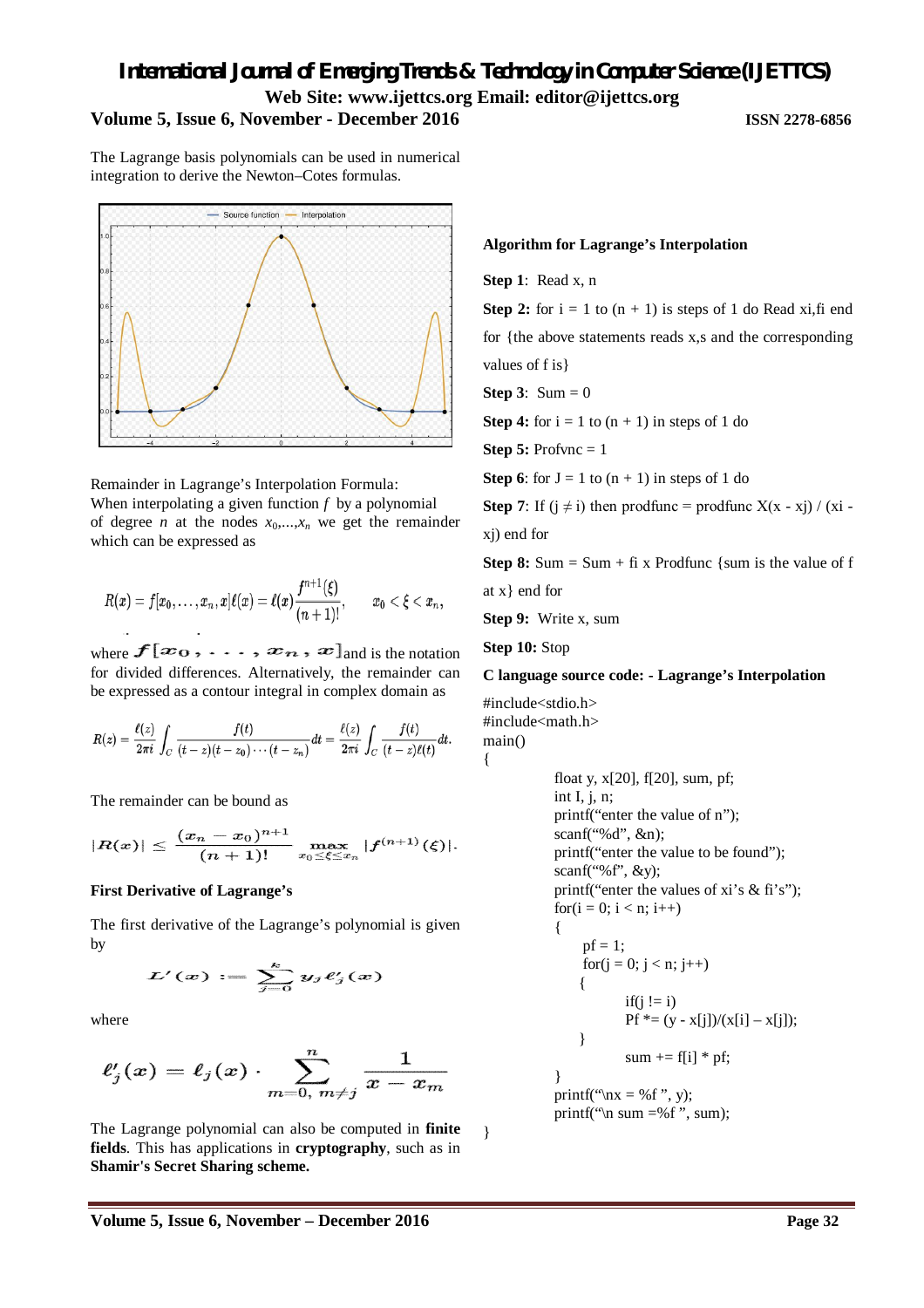The Lagrange basis polynomials can be used in numerical integration to derive the Newton–Cotes formulas.

Remainder in Lagrange's Interpolation Formula:
When interpolating a given function $f$ by a polynomial of degree $n$ at the nodes $x_0,...,x_n$ we get the remainder which can be expressed as

$$R(x) = f[x_0, \ldots, x_n, x]\ell(x) = \ell(x)\frac{f^{n+1}(\xi)}{(n+1)!}, \qquad x_0 < \xi < x_n,$$

where $f[x_0, \ldots, x_n, x]$ and is the notation for divided differences. Alternatively, the remainder can be expressed as a contour integral in complex domain as

$$R(z) = \frac{\ell(z)}{2\pi i}\int_C \frac{f(t)}{(t-z)(t-z_0)\cdots(t-z_n)}dt = \frac{\ell(z)}{2\pi i}\int_C \frac{f(t)}{(t-z)\ell(t)}dt.$$

The remainder can be bound as

$$|R(x)| \leq \frac{(x_n - x_0)^{n+1}}{(n+1)!} \max_{x_0 \leq \xi \leq x_n} |f^{(n+1)}(\xi)|.$$

**First Derivative of Lagrange's**

The first derivative of the Lagrange's polynomial is given by

$$L'(x) := \sum_{j=0}^{k} y_j \ell_j'(x)$$

where

$$\ell_j'(x) = \ell_j(x) \cdot \sum_{m=0,\, m\neq j}^{n} \frac{1}{x - x_m}$$

The Lagrange polynomial can also be computed in **finite fields**. This has applications in **cryptography**, such as in **Shamir's Secret Sharing scheme.**

**Algorithm for Lagrange's Interpolation**

**Step 1**: Read x, n

**Step 2:** for i = 1 to (n + 1) is steps of 1 do Read xi,fi end for {the above statements reads x,s and the corresponding values of f is}

**Step 3**: Sum = 0

**Step 4:** for i = 1 to (n + 1) in steps of 1 do

**Step 5:** Profvnc = 1

**Step 6**: for J = 1 to (n + 1) in steps of 1 do

**Step 7**: If (j ≠ i) then prodfunc = prodfunc X(x - xj) / (xi - xj) end for

**Step 8:** Sum = Sum + fi x Prodfunc {sum is the value of f at x} end for

**Step 9:** Write x, sum

**Step 10:** Stop

**C language source code: - Lagrange's Interpolation**

```
#include<stdio.h>
#include<math.h>
main()
{
        float y, x[20], f[20], sum, pf;
        int I, j, n;
        printf("enter the value of n");
        scanf("%d", &n);
        printf("enter the value to be found");
        scanf("%f", &y);
        printf("enter the values of xi's & fi's");
        for(i = 0; i < n; i++)
        {
            pf = 1;
            for(j = 0; j < n; j++)
            {
                    if(j != i)
                    Pf *= (y - x[j])/(x[i] – x[j]);
            }
                    sum += f[i] * pf;
        }
        printf("\nx = %f ", y);
        printf("\n sum =%f ", sum);
}
```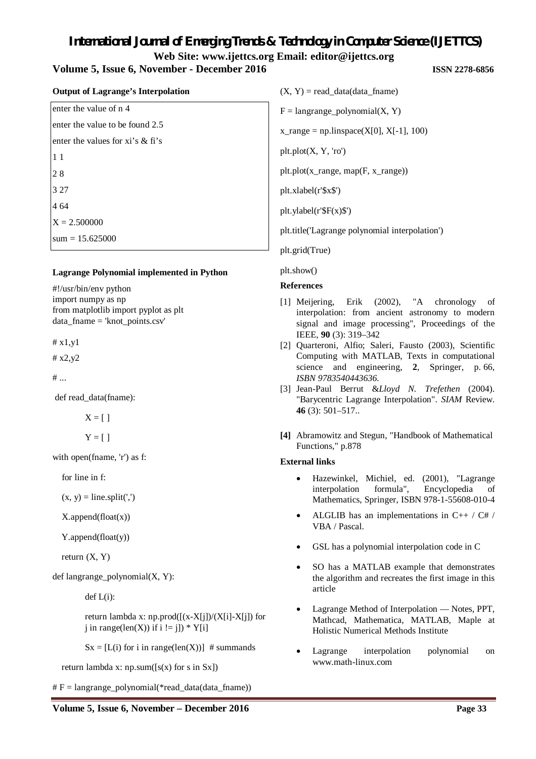**Output of Lagrange's Interpolation**

```
enter the value of n 4
enter the value to be found 2.5
enter the values for xi's & fi's
1 1
2 8
3 27
4 64
X = 2.500000
sum = 15.625000
```

**Lagrange Polynomial implemented in Python**

```
#!/usr/bin/env python
import numpy as np
from matplotlib import pyplot as plt
data_fname = 'knot_points.csv'

# x1,y1

# x2,y2

# ...

 def read_data(fname):

        X = [ ]

        Y = [ ]

with open(fname, 'r') as f:

   for line in f:

   (x, y) = line.split(',')

   X.append(float(x))

   Y.append(float(y))

   return (X, Y)

def langrange_polynomial(X, Y):

        def L(i):

        return lambda x: np.prod([(x-X[j])/(X[i]-X[j]) for j in range(len(X)) if i != j]) * Y[i]

        Sx = [L(i) for i in range(len(X))]  # summands

   return lambda x: np.sum([s(x) for s in Sx])

# F = langrange_polynomial(*read_data(data_fname))

(X, Y) = read_data(data_fname)

F = langrange_polynomial(X, Y)

x_range = np.linspace(X[0], X[-1], 100)

plt.plot(X, Y, 'ro')

plt.plot(x_range, map(F, x_range))

plt.xlabel(r'$x$')

plt.ylabel(r'$F(x)$')

plt.title('Lagrange polynomial interpolation')

plt.grid(True)

plt.show()
```

**References**

[1] Meijering, Erik (2002), "A chronology of interpolation: from ancient astronomy to modern signal and image processing", Proceedings of the IEEE, **90** (3): 319–342

[2] Quarteroni, Alfio; Saleri, Fausto (2003), Scientific Computing with MATLAB, Texts in computational science and engineering, **2**, Springer, p. 66, *ISBN 9783540443636.*

[3] Jean-Paul Berrut &*Lloyd N. Trefethen* (2004). "Barycentric Lagrange Interpolation". *SIAM* Review. **46** (3): 501–517..

**[4]** Abramowitz and Stegun, "Handbook of Mathematical Functions," p.878

**External links**

- Hazewinkel, Michiel, ed. (2001), "Lagrange interpolation formula", Encyclopedia of Mathematics, Springer, ISBN 978-1-55608-010-4
- ALGLIB has an implementations in C++ / C# / VBA / Pascal.
- GSL has a polynomial interpolation code in C
- SO has a MATLAB example that demonstrates the algorithm and recreates the first image in this article
- Lagrange Method of Interpolation — Notes, PPT, Mathcad, Mathematica, MATLAB, Maple at Holistic Numerical Methods Institute
- Lagrange interpolation polynomial on www.math-linux.com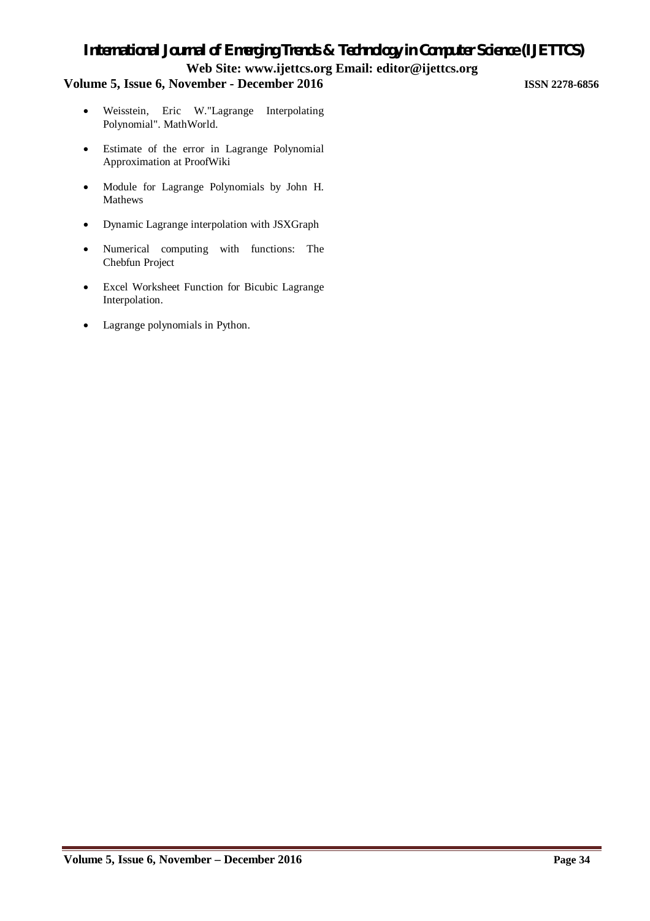- Weisstein, Eric W."Lagrange Interpolating Polynomial". MathWorld.
- Estimate of the error in Lagrange Polynomial Approximation at ProofWiki
- Module for Lagrange Polynomials by John H. Mathews
- Dynamic Lagrange interpolation with JSXGraph
- Numerical computing with functions: The Chebfun Project
- Excel Worksheet Function for Bicubic Lagrange Interpolation.
- Lagrange polynomials in Python.